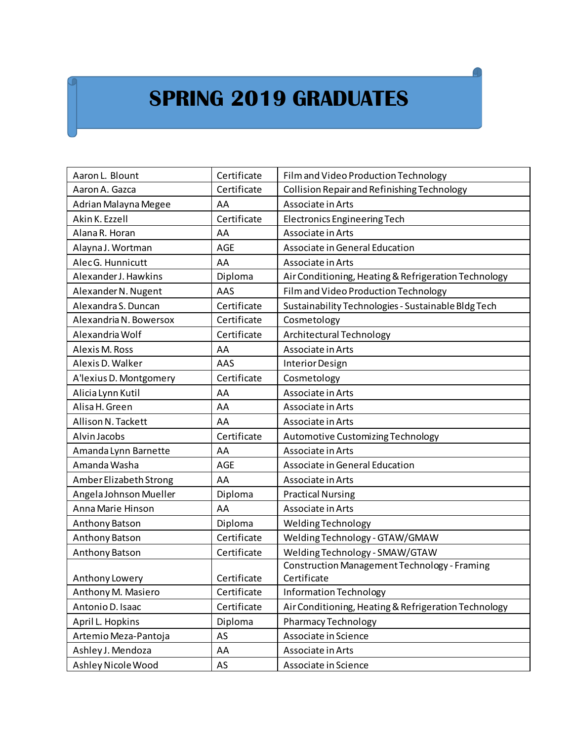# SPRING 2019 GRADUATES

| Name | Award | Program |
|---|---|---|
| Aaron L. Blount | Certificate | Film and Video Production Technology |
| Aaron A. Gazca | Certificate | Collision Repair and Refinishing Technology |
| Adrian Malayna Megee | AA | Associate in Arts |
| Akin K. Ezzell | Certificate | Electronics Engineering Tech |
| Alana R. Horan | AA | Associate in Arts |
| Alayna J. Wortman | AGE | Associate in General Education |
| Alec G. Hunnicutt | AA | Associate in Arts |
| Alexander J. Hawkins | Diploma | Air Conditioning, Heating & Refrigeration Technology |
| Alexander N. Nugent | AAS | Film and Video Production Technology |
| Alexandra S. Duncan | Certificate | Sustainability Technologies - Sustainable Bldg Tech |
| Alexandria N. Bowersox | Certificate | Cosmetology |
| Alexandria Wolf | Certificate | Architectural Technology |
| Alexis M. Ross | AA | Associate in Arts |
| Alexis D. Walker | AAS | Interior Design |
| A'lexius D. Montgomery | Certificate | Cosmetology |
| Alicia Lynn Kutil | AA | Associate in Arts |
| Alisa H. Green | AA | Associate in Arts |
| Allison N. Tackett | AA | Associate in Arts |
| Alvin Jacobs | Certificate | Automotive Customizing Technology |
| Amanda Lynn Barnette | AA | Associate in Arts |
| Amanda Washa | AGE | Associate in General Education |
| Amber Elizabeth Strong | AA | Associate in Arts |
| Angela Johnson Mueller | Diploma | Practical Nursing |
| Anna Marie Hinson | AA | Associate in Arts |
| Anthony Batson | Diploma | Welding Technology |
| Anthony Batson | Certificate | Welding Technology - GTAW/GMAW |
| Anthony Batson | Certificate | Welding Technology - SMAW/GTAW |
| Anthony Lowery | Certificate | Construction Management Technology - Framing Certificate |
| Anthony M. Masiero | Certificate | Information Technology |
| Antonio D. Isaac | Certificate | Air Conditioning, Heating & Refrigeration Technology |
| April L. Hopkins | Diploma | Pharmacy Technology |
| Artemio Meza-Pantoja | AS | Associate in Science |
| Ashley J. Mendoza | AA | Associate in Arts |
| Ashley Nicole Wood | AS | Associate in Science |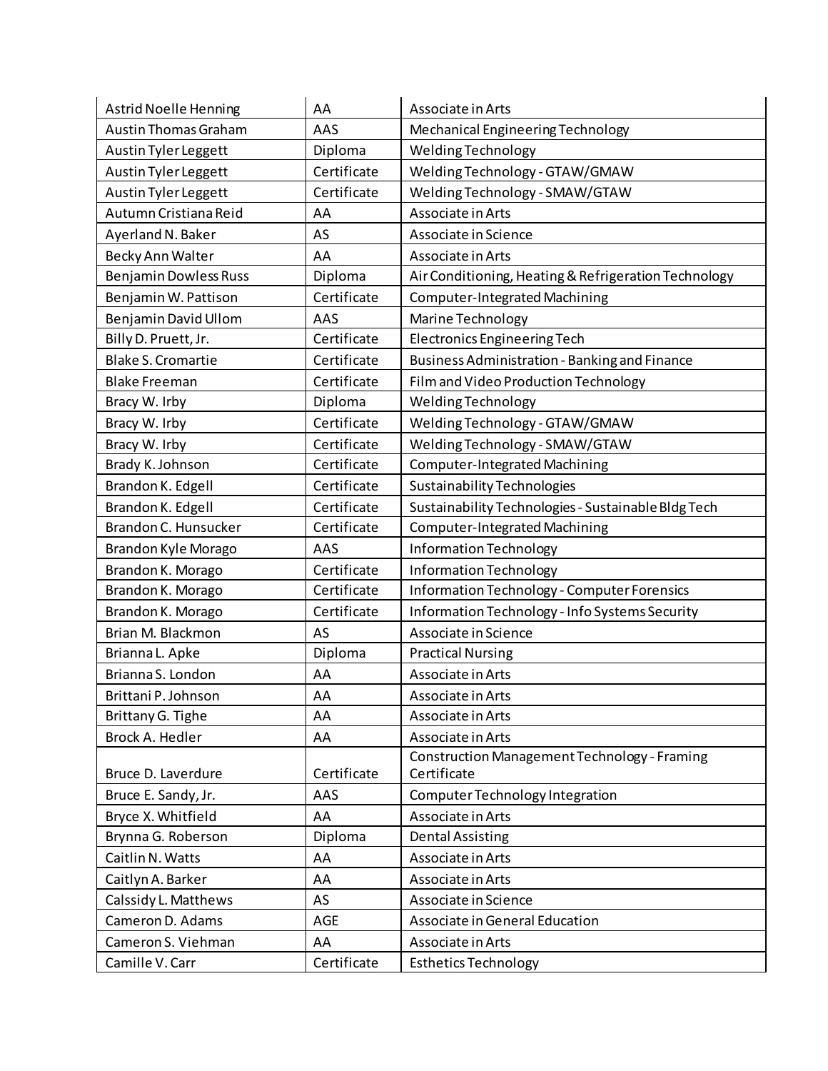| | | |
|---|---|---|
| Astrid Noelle Henning | AA | Associate in Arts |
| Austin Thomas Graham | AAS | Mechanical Engineering Technology |
| Austin Tyler Leggett | Diploma | Welding Technology |
| Austin Tyler Leggett | Certificate | Welding Technology - GTAW/GMAW |
| Austin Tyler Leggett | Certificate | Welding Technology - SMAW/GTAW |
| Autumn Cristiana Reid | AA | Associate in Arts |
| Ayerland N. Baker | AS | Associate in Science |
| Becky Ann Walter | AA | Associate in Arts |
| Benjamin Dowless Russ | Diploma | Air Conditioning, Heating & Refrigeration Technology |
| Benjamin W. Pattison | Certificate | Computer-Integrated Machining |
| Benjamin David Ullom | AAS | Marine Technology |
| Billy D. Pruett, Jr. | Certificate | Electronics Engineering Tech |
| Blake S. Cromartie | Certificate | Business Administration - Banking and Finance |
| Blake Freeman | Certificate | Film and Video Production Technology |
| Bracy W. Irby | Diploma | Welding Technology |
| Bracy W. Irby | Certificate | Welding Technology - GTAW/GMAW |
| Bracy W. Irby | Certificate | Welding Technology - SMAW/GTAW |
| Brady K. Johnson | Certificate | Computer-Integrated Machining |
| Brandon K. Edgell | Certificate | Sustainability Technologies |
| Brandon K. Edgell | Certificate | Sustainability Technologies - Sustainable Bldg Tech |
| Brandon C. Hunsucker | Certificate | Computer-Integrated Machining |
| Brandon Kyle Morago | AAS | Information Technology |
| Brandon K. Morago | Certificate | Information Technology |
| Brandon K. Morago | Certificate | Information Technology - Computer Forensics |
| Brandon K. Morago | Certificate | Information Technology - Info Systems Security |
| Brian M. Blackmon | AS | Associate in Science |
| Brianna L. Apke | Diploma | Practical Nursing |
| Brianna S. London | AA | Associate in Arts |
| Brittani P. Johnson | AA | Associate in Arts |
| Brittany G. Tighe | AA | Associate in Arts |
| Brock A. Hedler | AA | Associate in Arts |
| Bruce D. Laverdure | Certificate | Construction Management Technology - Framing Certificate |
| Bruce E. Sandy, Jr. | AAS | Computer Technology Integration |
| Bryce X. Whitfield | AA | Associate in Arts |
| Brynna G. Roberson | Diploma | Dental Assisting |
| Caitlin N. Watts | AA | Associate in Arts |
| Caitlyn A. Barker | AA | Associate in Arts |
| Calssidy L. Matthews | AS | Associate in Science |
| Cameron D. Adams | AGE | Associate in General Education |
| Cameron S. Viehman | AA | Associate in Arts |
| Camille V. Carr | Certificate | Esthetics Technology |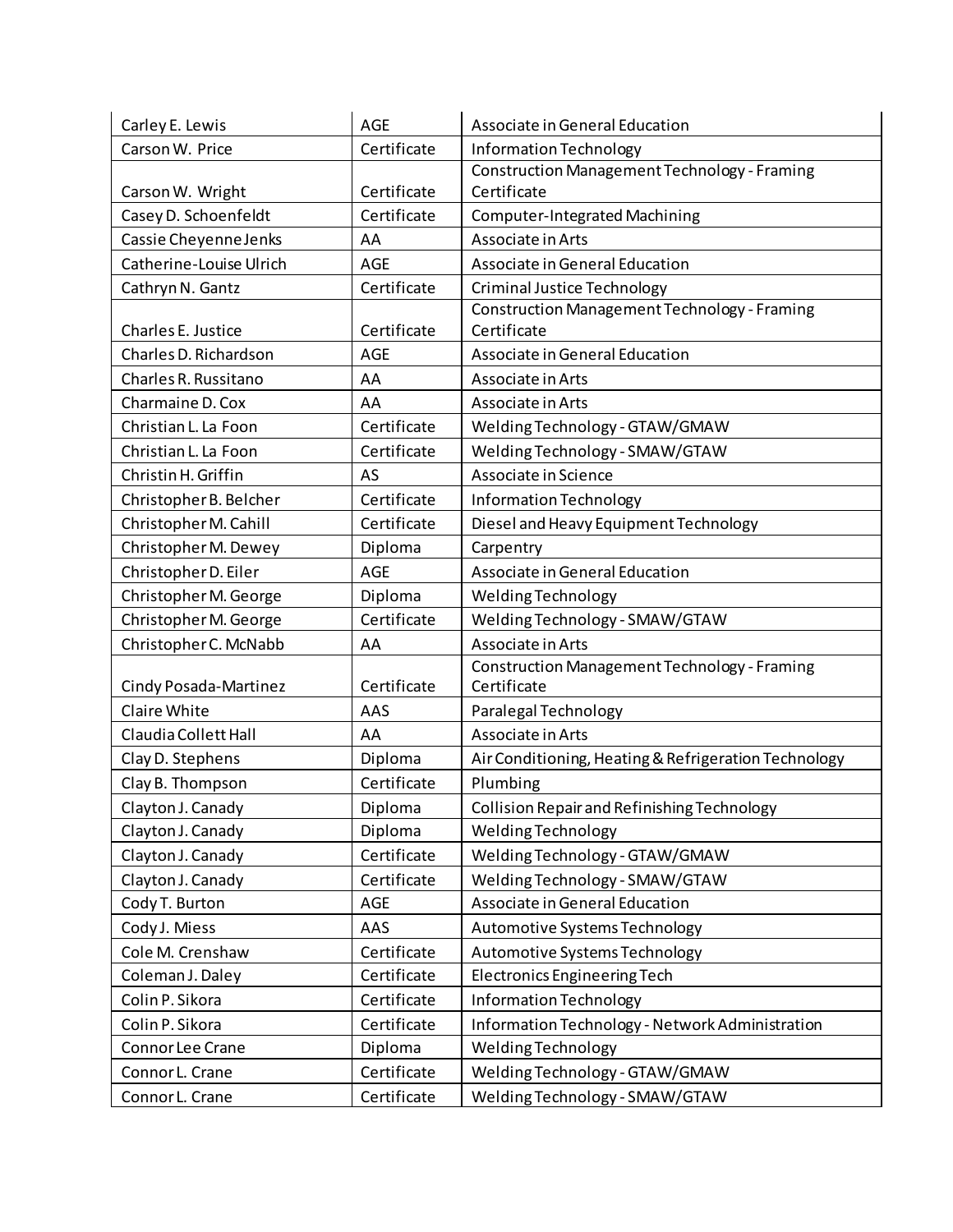| | | |
|---|---|---|
| Carley E. Lewis | AGE | Associate in General Education |
| Carson W. Price | Certificate | Information Technology |
| Carson W. Wright | Certificate | Construction Management Technology - Framing Certificate |
| Casey D. Schoenfeldt | Certificate | Computer-Integrated Machining |
| Cassie Cheyenne Jenks | AA | Associate in Arts |
| Catherine-Louise Ulrich | AGE | Associate in General Education |
| Cathryn N. Gantz | Certificate | Criminal Justice Technology |
| Charles E. Justice | Certificate | Construction Management Technology - Framing Certificate |
| Charles D. Richardson | AGE | Associate in General Education |
| Charles R. Russitano | AA | Associate in Arts |
| Charmaine D. Cox | AA | Associate in Arts |
| Christian L. La Foon | Certificate | Welding Technology - GTAW/GMAW |
| Christian L. La Foon | Certificate | Welding Technology - SMAW/GTAW |
| Christin H. Griffin | AS | Associate in Science |
| Christopher B. Belcher | Certificate | Information Technology |
| Christopher M. Cahill | Certificate | Diesel and Heavy Equipment Technology |
| Christopher M. Dewey | Diploma | Carpentry |
| Christopher D. Eiler | AGE | Associate in General Education |
| Christopher M. George | Diploma | Welding Technology |
| Christopher M. George | Certificate | Welding Technology - SMAW/GTAW |
| Christopher C. McNabb | AA | Associate in Arts |
| Cindy Posada-Martinez | Certificate | Construction Management Technology - Framing Certificate |
| Claire White | AAS | Paralegal Technology |
| Claudia Collett Hall | AA | Associate in Arts |
| Clay D. Stephens | Diploma | Air Conditioning, Heating & Refrigeration Technology |
| Clay B. Thompson | Certificate | Plumbing |
| Clayton J. Canady | Diploma | Collision Repair and Refinishing Technology |
| Clayton J. Canady | Diploma | Welding Technology |
| Clayton J. Canady | Certificate | Welding Technology - GTAW/GMAW |
| Clayton J. Canady | Certificate | Welding Technology - SMAW/GTAW |
| Cody T. Burton | AGE | Associate in General Education |
| Cody J. Miess | AAS | Automotive Systems Technology |
| Cole M. Crenshaw | Certificate | Automotive Systems Technology |
| Coleman J. Daley | Certificate | Electronics Engineering Tech |
| Colin P. Sikora | Certificate | Information Technology |
| Colin P. Sikora | Certificate | Information Technology - Network Administration |
| Connor Lee Crane | Diploma | Welding Technology |
| Connor L. Crane | Certificate | Welding Technology - GTAW/GMAW |
| Connor L. Crane | Certificate | Welding Technology - SMAW/GTAW |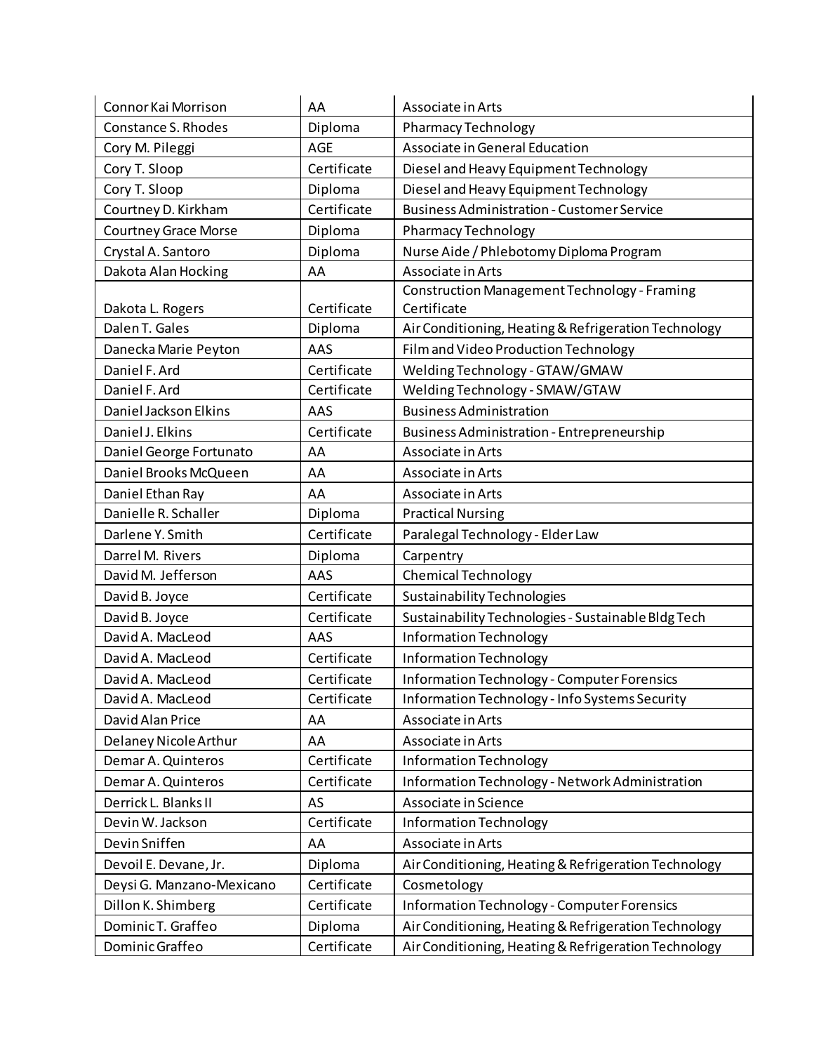| Connor Kai Morrison | AA | Associate in Arts |
|---|---|---|
| Constance S. Rhodes | Diploma | Pharmacy Technology |
| Cory M. Pileggi | AGE | Associate in General Education |
| Cory T. Sloop | Certificate | Diesel and Heavy Equipment Technology |
| Cory T. Sloop | Diploma | Diesel and Heavy Equipment Technology |
| Courtney D. Kirkham | Certificate | Business Administration - Customer Service |
| Courtney Grace Morse | Diploma | Pharmacy Technology |
| Crystal A. Santoro | Diploma | Nurse Aide / Phlebotomy Diploma Program |
| Dakota Alan Hocking | AA | Associate in Arts |
| Dakota L. Rogers | Certificate | Construction Management Technology - Framing Certificate |
| Dalen T. Gales | Diploma | Air Conditioning, Heating & Refrigeration Technology |
| Danecka Marie Peyton | AAS | Film and Video Production Technology |
| Daniel F. Ard | Certificate | Welding Technology - GTAW/GMAW |
| Daniel F. Ard | Certificate | Welding Technology - SMAW/GTAW |
| Daniel Jackson Elkins | AAS | Business Administration |
| Daniel J. Elkins | Certificate | Business Administration - Entrepreneurship |
| Daniel George Fortunato | AA | Associate in Arts |
| Daniel Brooks McQueen | AA | Associate in Arts |
| Daniel Ethan Ray | AA | Associate in Arts |
| Danielle R. Schaller | Diploma | Practical Nursing |
| Darlene Y. Smith | Certificate | Paralegal Technology - Elder Law |
| Darrel M. Rivers | Diploma | Carpentry |
| David M. Jefferson | AAS | Chemical Technology |
| David B. Joyce | Certificate | Sustainability Technologies |
| David B. Joyce | Certificate | Sustainability Technologies - Sustainable Bldg Tech |
| David A. MacLeod | AAS | Information Technology |
| David A. MacLeod | Certificate | Information Technology |
| David A. MacLeod | Certificate | Information Technology - Computer Forensics |
| David A. MacLeod | Certificate | Information Technology - Info Systems Security |
| David Alan Price | AA | Associate in Arts |
| Delaney Nicole Arthur | AA | Associate in Arts |
| Demar A. Quinteros | Certificate | Information Technology |
| Demar A. Quinteros | Certificate | Information Technology - Network Administration |
| Derrick L. Blanks II | AS | Associate in Science |
| Devin W. Jackson | Certificate | Information Technology |
| Devin Sniffen | AA | Associate in Arts |
| Devoil E. Devane, Jr. | Diploma | Air Conditioning, Heating & Refrigeration Technology |
| Deysi G. Manzano-Mexicano | Certificate | Cosmetology |
| Dillon K. Shimberg | Certificate | Information Technology - Computer Forensics |
| Dominic T. Graffeo | Diploma | Air Conditioning, Heating & Refrigeration Technology |
| Dominic Graffeo | Certificate | Air Conditioning, Heating & Refrigeration Technology |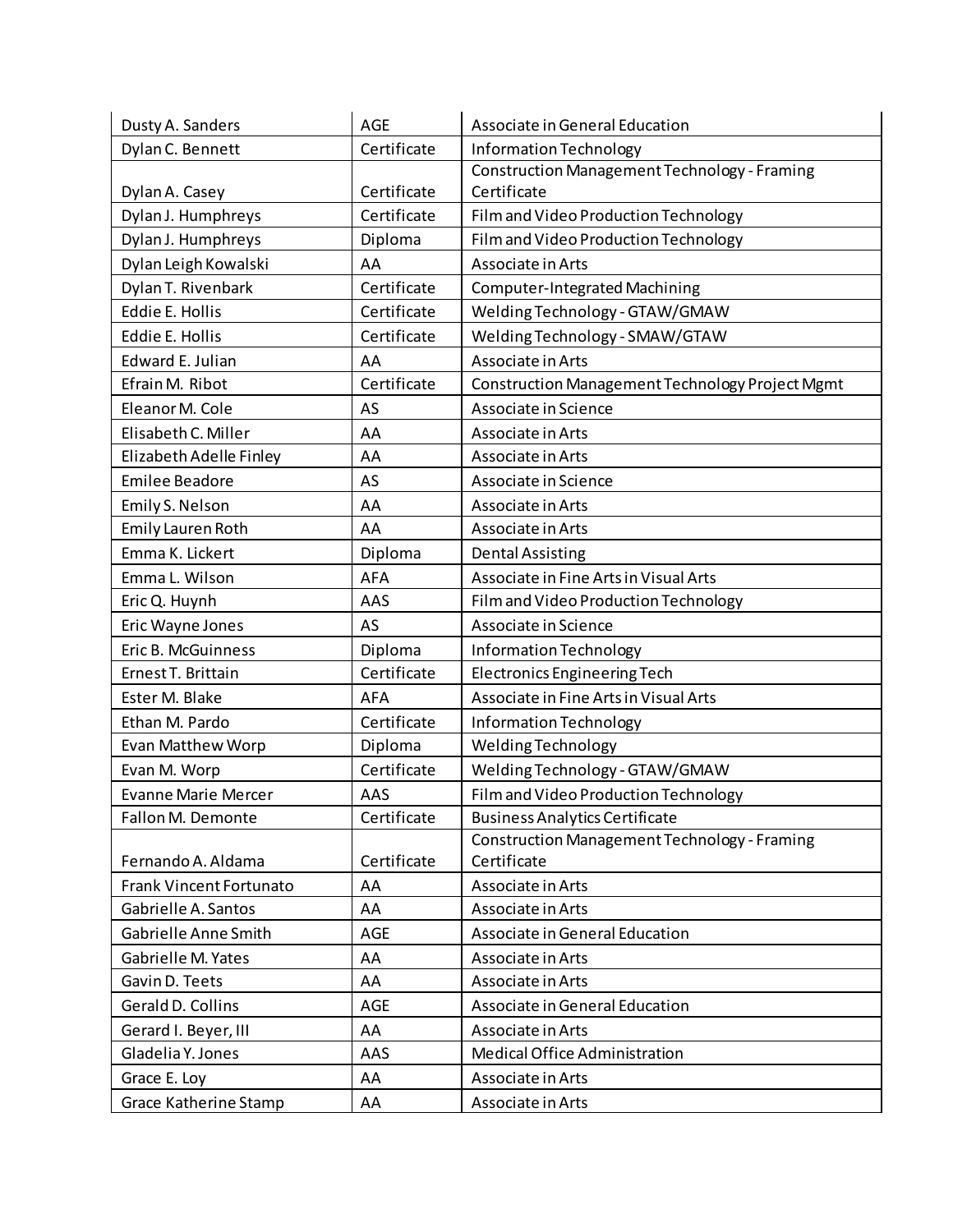| | | |
|---|---|---|
| Dusty A. Sanders | AGE | Associate in General Education |
| Dylan C. Bennett | Certificate | Information Technology |
| Dylan A. Casey | Certificate | Construction Management Technology - Framing Certificate |
| Dylan J. Humphreys | Certificate | Film and Video Production Technology |
| Dylan J. Humphreys | Diploma | Film and Video Production Technology |
| Dylan Leigh Kowalski | AA | Associate in Arts |
| Dylan T. Rivenbark | Certificate | Computer-Integrated Machining |
| Eddie E. Hollis | Certificate | Welding Technology - GTAW/GMAW |
| Eddie E. Hollis | Certificate | Welding Technology - SMAW/GTAW |
| Edward E. Julian | AA | Associate in Arts |
| Efrain M. Ribot | Certificate | Construction Management Technology Project Mgmt |
| Eleanor M. Cole | AS | Associate in Science |
| Elisabeth C. Miller | AA | Associate in Arts |
| Elizabeth Adelle Finley | AA | Associate in Arts |
| Emilee Beadore | AS | Associate in Science |
| Emily S. Nelson | AA | Associate in Arts |
| Emily Lauren Roth | AA | Associate in Arts |
| Emma K. Lickert | Diploma | Dental Assisting |
| Emma L. Wilson | AFA | Associate in Fine Arts in Visual Arts |
| Eric Q. Huynh | AAS | Film and Video Production Technology |
| Eric Wayne Jones | AS | Associate in Science |
| Eric B. McGuinness | Diploma | Information Technology |
| Ernest T. Brittain | Certificate | Electronics Engineering Tech |
| Ester M. Blake | AFA | Associate in Fine Arts in Visual Arts |
| Ethan M. Pardo | Certificate | Information Technology |
| Evan Matthew Worp | Diploma | Welding Technology |
| Evan M. Worp | Certificate | Welding Technology - GTAW/GMAW |
| Evanne Marie Mercer | AAS | Film and Video Production Technology |
| Fallon M. Demonte | Certificate | Business Analytics Certificate |
| Fernando A. Aldama | Certificate | Construction Management Technology - Framing Certificate |
| Frank Vincent Fortunato | AA | Associate in Arts |
| Gabrielle A. Santos | AA | Associate in Arts |
| Gabrielle Anne Smith | AGE | Associate in General Education |
| Gabrielle M. Yates | AA | Associate in Arts |
| Gavin D. Teets | AA | Associate in Arts |
| Gerald D. Collins | AGE | Associate in General Education |
| Gerard I. Beyer, III | AA | Associate in Arts |
| Gladelia Y. Jones | AAS | Medical Office Administration |
| Grace E. Loy | AA | Associate in Arts |
| Grace Katherine Stamp | AA | Associate in Arts |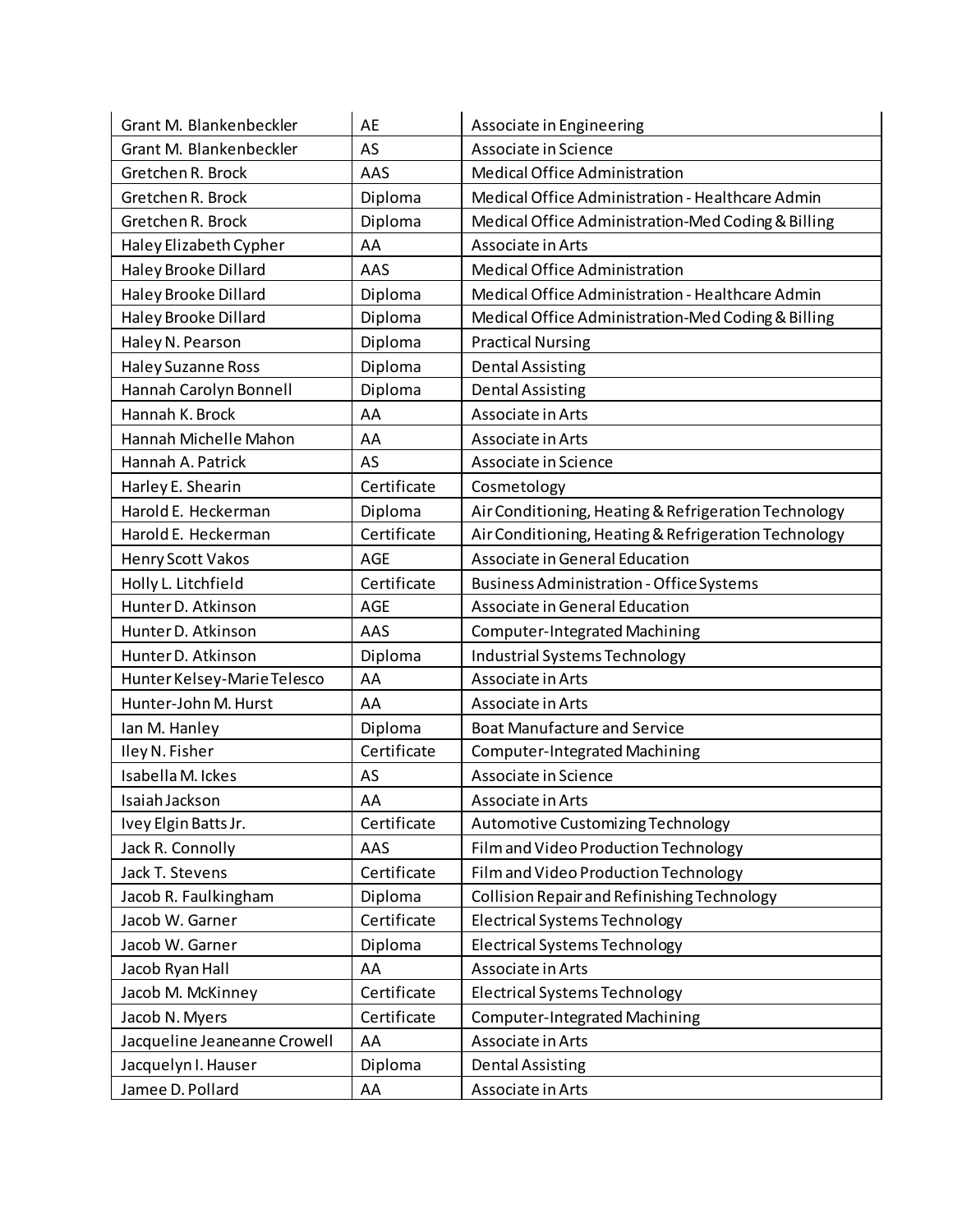| Grant M. Blankenbeckler | AE | Associate in Engineering |
|---|---|---|
| Grant M. Blankenbeckler | AS | Associate in Science |
| Gretchen R. Brock | AAS | Medical Office Administration |
| Gretchen R. Brock | Diploma | Medical Office Administration - Healthcare Admin |
| Gretchen R. Brock | Diploma | Medical Office Administration-Med Coding & Billing |
| Haley Elizabeth Cypher | AA | Associate in Arts |
| Haley Brooke Dillard | AAS | Medical Office Administration |
| Haley Brooke Dillard | Diploma | Medical Office Administration - Healthcare Admin |
| Haley Brooke Dillard | Diploma | Medical Office Administration-Med Coding & Billing |
| Haley N. Pearson | Diploma | Practical Nursing |
| Haley Suzanne Ross | Diploma | Dental Assisting |
| Hannah Carolyn Bonnell | Diploma | Dental Assisting |
| Hannah K. Brock | AA | Associate in Arts |
| Hannah Michelle Mahon | AA | Associate in Arts |
| Hannah A. Patrick | AS | Associate in Science |
| Harley E. Shearin | Certificate | Cosmetology |
| Harold E. Heckerman | Diploma | Air Conditioning, Heating & Refrigeration Technology |
| Harold E. Heckerman | Certificate | Air Conditioning, Heating & Refrigeration Technology |
| Henry Scott Vakos | AGE | Associate in General Education |
| Holly L. Litchfield | Certificate | Business Administration - Office Systems |
| Hunter D. Atkinson | AGE | Associate in General Education |
| Hunter D. Atkinson | AAS | Computer-Integrated Machining |
| Hunter D. Atkinson | Diploma | Industrial Systems Technology |
| Hunter Kelsey-Marie Telesco | AA | Associate in Arts |
| Hunter-John M. Hurst | AA | Associate in Arts |
| Ian M. Hanley | Diploma | Boat Manufacture and Service |
| Iley N. Fisher | Certificate | Computer-Integrated Machining |
| Isabella M. Ickes | AS | Associate in Science |
| Isaiah Jackson | AA | Associate in Arts |
| Ivey Elgin Batts Jr. | Certificate | Automotive Customizing Technology |
| Jack R. Connolly | AAS | Film and Video Production Technology |
| Jack T. Stevens | Certificate | Film and Video Production Technology |
| Jacob R. Faulkingham | Diploma | Collision Repair and Refinishing Technology |
| Jacob W. Garner | Certificate | Electrical Systems Technology |
| Jacob W. Garner | Diploma | Electrical Systems Technology |
| Jacob Ryan Hall | AA | Associate in Arts |
| Jacob M. McKinney | Certificate | Electrical Systems Technology |
| Jacob N. Myers | Certificate | Computer-Integrated Machining |
| Jacqueline Jeaneanne Crowell | AA | Associate in Arts |
| Jacquelyn I. Hauser | Diploma | Dental Assisting |
| Jamee D. Pollard | AA | Associate in Arts |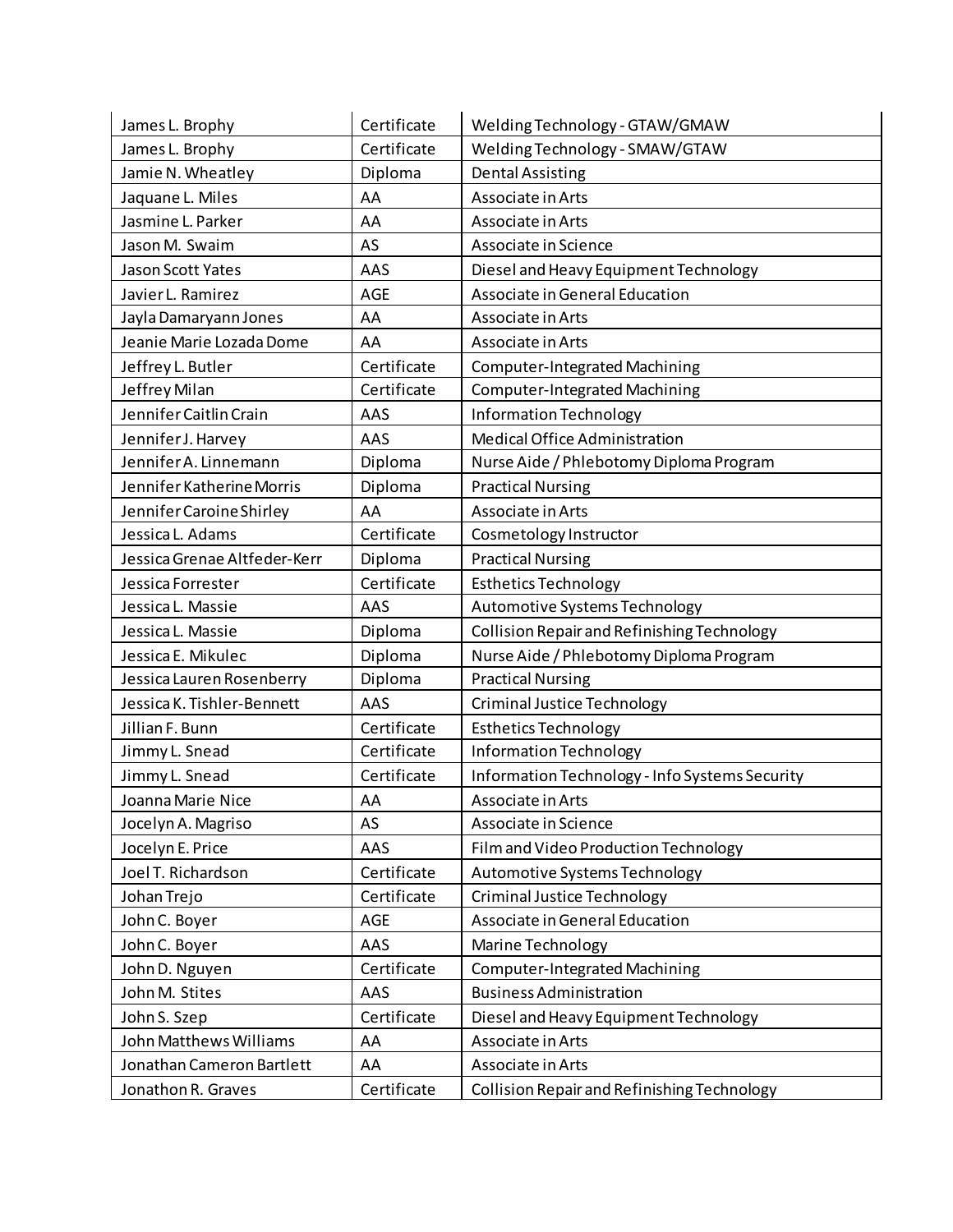| James L. Brophy | Certificate | Welding Technology - GTAW/GMAW |
|---|---|---|
| James L. Brophy | Certificate | Welding Technology - SMAW/GTAW |
| Jamie N. Wheatley | Diploma | Dental Assisting |
| Jaquane L. Miles | AA | Associate in Arts |
| Jasmine L. Parker | AA | Associate in Arts |
| Jason M. Swaim | AS | Associate in Science |
| Jason Scott Yates | AAS | Diesel and Heavy Equipment Technology |
| Javier L. Ramirez | AGE | Associate in General Education |
| Jayla Damaryann Jones | AA | Associate in Arts |
| Jeanie Marie Lozada Dome | AA | Associate in Arts |
| Jeffrey L. Butler | Certificate | Computer-Integrated Machining |
| Jeffrey Milan | Certificate | Computer-Integrated Machining |
| Jennifer Caitlin Crain | AAS | Information Technology |
| Jennifer J. Harvey | AAS | Medical Office Administration |
| Jennifer A. Linnemann | Diploma | Nurse Aide / Phlebotomy Diploma Program |
| Jennifer Katherine Morris | Diploma | Practical Nursing |
| Jennifer Caroine Shirley | AA | Associate in Arts |
| Jessica L. Adams | Certificate | Cosmetology Instructor |
| Jessica Grenae Altfeder-Kerr | Diploma | Practical Nursing |
| Jessica Forrester | Certificate | Esthetics Technology |
| Jessica L. Massie | AAS | Automotive Systems Technology |
| Jessica L. Massie | Diploma | Collision Repair and Refinishing Technology |
| Jessica E. Mikulec | Diploma | Nurse Aide / Phlebotomy Diploma Program |
| Jessica Lauren Rosenberry | Diploma | Practical Nursing |
| Jessica K. Tishler-Bennett | AAS | Criminal Justice Technology |
| Jillian F. Bunn | Certificate | Esthetics Technology |
| Jimmy L. Snead | Certificate | Information Technology |
| Jimmy L. Snead | Certificate | Information Technology - Info Systems Security |
| Joanna Marie Nice | AA | Associate in Arts |
| Jocelyn A. Magriso | AS | Associate in Science |
| Jocelyn E. Price | AAS | Film and Video Production Technology |
| Joel T. Richardson | Certificate | Automotive Systems Technology |
| Johan Trejo | Certificate | Criminal Justice Technology |
| John C. Boyer | AGE | Associate in General Education |
| John C. Boyer | AAS | Marine Technology |
| John D. Nguyen | Certificate | Computer-Integrated Machining |
| John M. Stites | AAS | Business Administration |
| John S. Szep | Certificate | Diesel and Heavy Equipment Technology |
| John Matthews Williams | AA | Associate in Arts |
| Jonathan Cameron Bartlett | AA | Associate in Arts |
| Jonathon R. Graves | Certificate | Collision Repair and Refinishing Technology |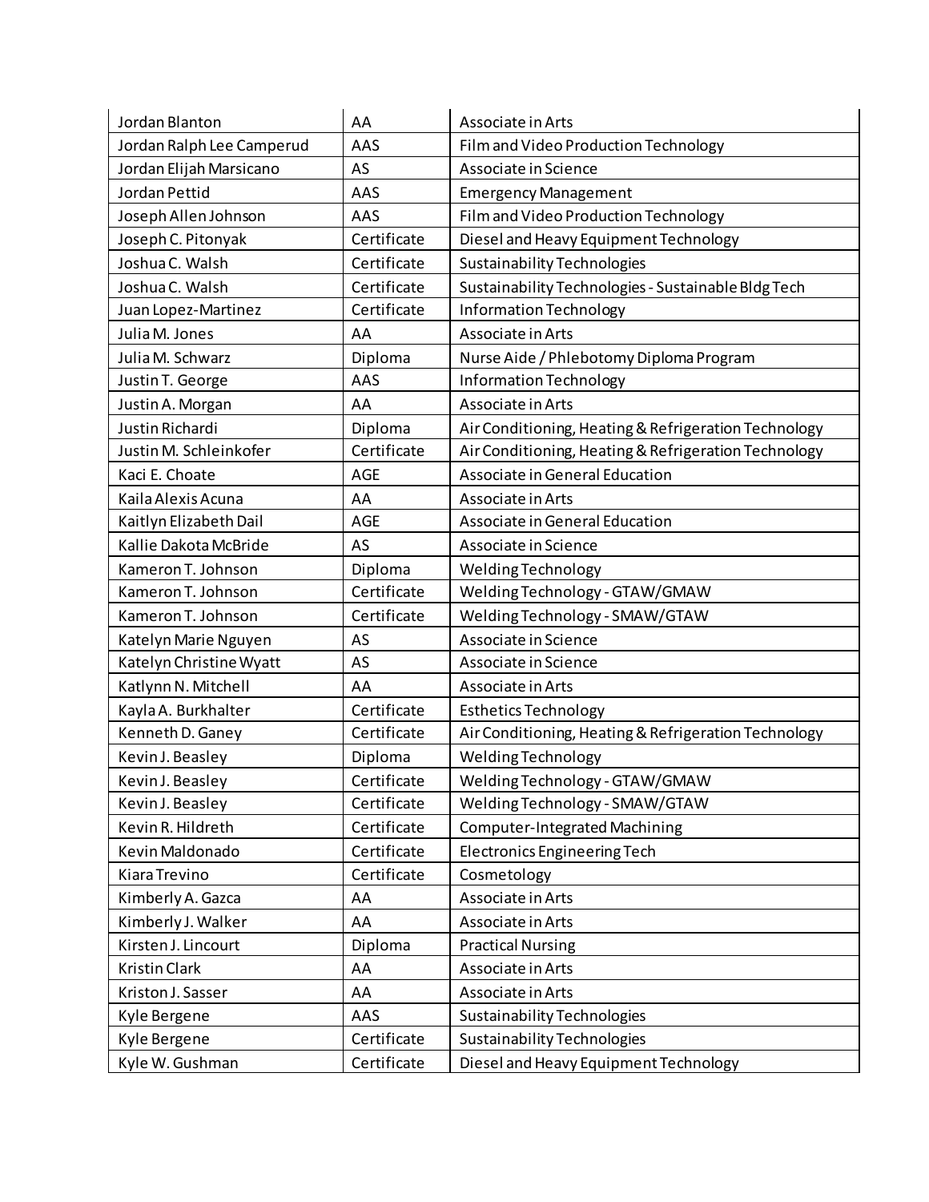| Jordan Blanton | AA | Associate in Arts |
|---|---|---|
| Jordan Ralph Lee Camperud | AAS | Film and Video Production Technology |
| Jordan Elijah Marsicano | AS | Associate in Science |
| Jordan Pettid | AAS | Emergency Management |
| Joseph Allen Johnson | AAS | Film and Video Production Technology |
| Joseph C. Pitonyak | Certificate | Diesel and Heavy Equipment Technology |
| Joshua C. Walsh | Certificate | Sustainability Technologies |
| Joshua C. Walsh | Certificate | Sustainability Technologies - Sustainable Bldg Tech |
| Juan Lopez-Martinez | Certificate | Information Technology |
| Julia M. Jones | AA | Associate in Arts |
| Julia M. Schwarz | Diploma | Nurse Aide / Phlebotomy Diploma Program |
| Justin T. George | AAS | Information Technology |
| Justin A. Morgan | AA | Associate in Arts |
| Justin Richardi | Diploma | Air Conditioning, Heating & Refrigeration Technology |
| Justin M. Schleinkofer | Certificate | Air Conditioning, Heating & Refrigeration Technology |
| Kaci E. Choate | AGE | Associate in General Education |
| Kaila Alexis Acuna | AA | Associate in Arts |
| Kaitlyn Elizabeth Dail | AGE | Associate in General Education |
| Kallie Dakota McBride | AS | Associate in Science |
| Kameron T. Johnson | Diploma | Welding Technology |
| Kameron T. Johnson | Certificate | Welding Technology - GTAW/GMAW |
| Kameron T. Johnson | Certificate | Welding Technology - SMAW/GTAW |
| Katelyn Marie Nguyen | AS | Associate in Science |
| Katelyn Christine Wyatt | AS | Associate in Science |
| Katlynn N. Mitchell | AA | Associate in Arts |
| Kayla A. Burkhalter | Certificate | Esthetics Technology |
| Kenneth D. Ganey | Certificate | Air Conditioning, Heating & Refrigeration Technology |
| Kevin J. Beasley | Diploma | Welding Technology |
| Kevin J. Beasley | Certificate | Welding Technology - GTAW/GMAW |
| Kevin J. Beasley | Certificate | Welding Technology - SMAW/GTAW |
| Kevin R. Hildreth | Certificate | Computer-Integrated Machining |
| Kevin Maldonado | Certificate | Electronics Engineering Tech |
| Kiara Trevino | Certificate | Cosmetology |
| Kimberly A. Gazca | AA | Associate in Arts |
| Kimberly J. Walker | AA | Associate in Arts |
| Kirsten J. Lincourt | Diploma | Practical Nursing |
| Kristin Clark | AA | Associate in Arts |
| Kriston J. Sasser | AA | Associate in Arts |
| Kyle Bergene | AAS | Sustainability Technologies |
| Kyle Bergene | Certificate | Sustainability Technologies |
| Kyle W. Gushman | Certificate | Diesel and Heavy Equipment Technology |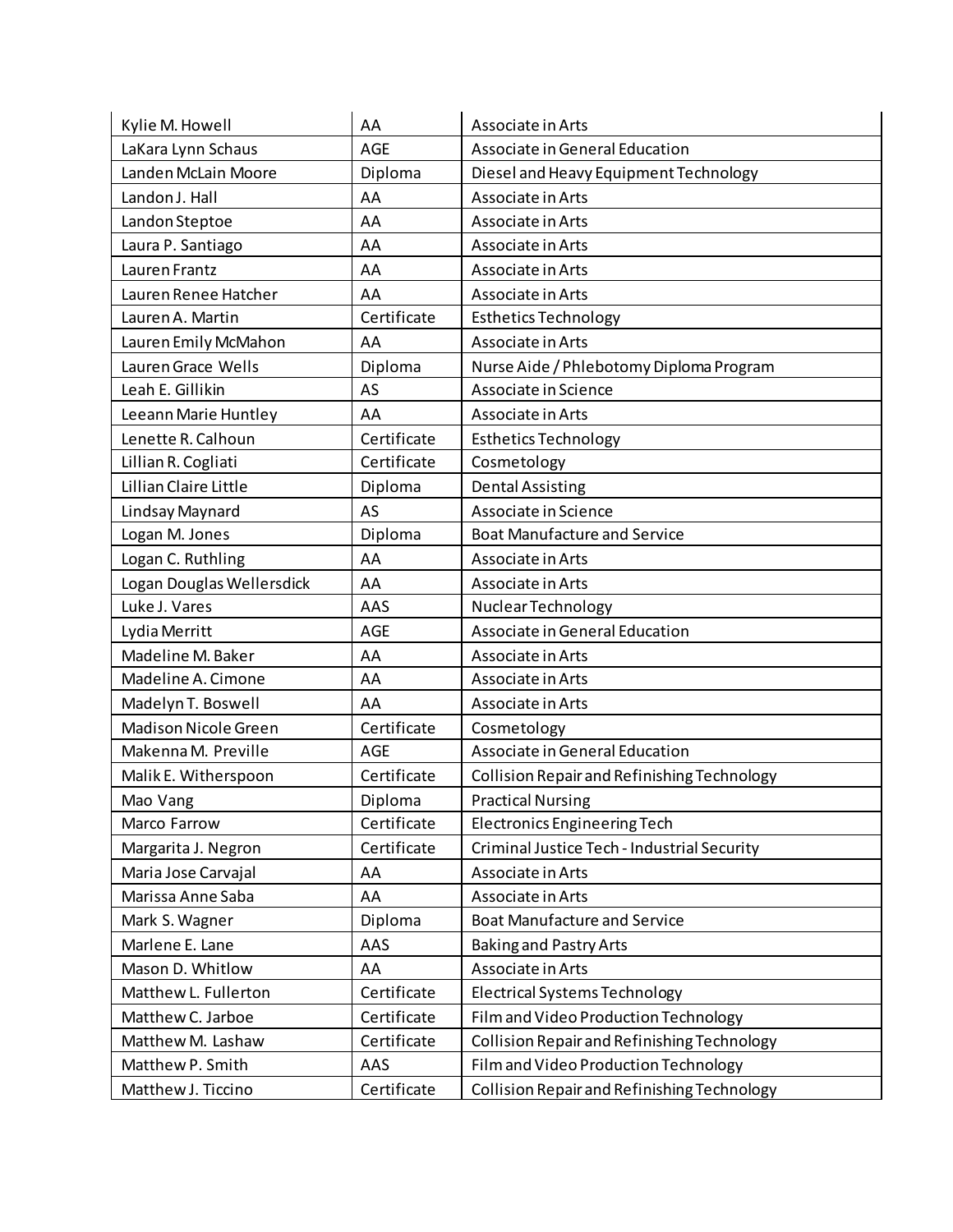| | | |
|---|---|---|
| Kylie M. Howell | AA | Associate in Arts |
| LaKara Lynn Schaus | AGE | Associate in General Education |
| Landen McLain Moore | Diploma | Diesel and Heavy Equipment Technology |
| Landon J. Hall | AA | Associate in Arts |
| Landon Steptoe | AA | Associate in Arts |
| Laura P. Santiago | AA | Associate in Arts |
| Lauren Frantz | AA | Associate in Arts |
| Lauren Renee Hatcher | AA | Associate in Arts |
| Lauren A. Martin | Certificate | Esthetics Technology |
| Lauren Emily McMahon | AA | Associate in Arts |
| Lauren Grace Wells | Diploma | Nurse Aide / Phlebotomy Diploma Program |
| Leah E. Gillikin | AS | Associate in Science |
| Leeann Marie Huntley | AA | Associate in Arts |
| Lenette R. Calhoun | Certificate | Esthetics Technology |
| Lillian R. Cogliati | Certificate | Cosmetology |
| Lillian Claire Little | Diploma | Dental Assisting |
| Lindsay Maynard | AS | Associate in Science |
| Logan M. Jones | Diploma | Boat Manufacture and Service |
| Logan C. Ruthling | AA | Associate in Arts |
| Logan Douglas Wellersdick | AA | Associate in Arts |
| Luke J. Vares | AAS | Nuclear Technology |
| Lydia Merritt | AGE | Associate in General Education |
| Madeline M. Baker | AA | Associate in Arts |
| Madeline A. Cimone | AA | Associate in Arts |
| Madelyn T. Boswell | AA | Associate in Arts |
| Madison Nicole Green | Certificate | Cosmetology |
| Makenna M. Preville | AGE | Associate in General Education |
| Malik E. Witherspoon | Certificate | Collision Repair and Refinishing Technology |
| Mao Vang | Diploma | Practical Nursing |
| Marco Farrow | Certificate | Electronics Engineering Tech |
| Margarita J. Negron | Certificate | Criminal Justice Tech - Industrial Security |
| Maria Jose Carvajal | AA | Associate in Arts |
| Marissa Anne Saba | AA | Associate in Arts |
| Mark S. Wagner | Diploma | Boat Manufacture and Service |
| Marlene E. Lane | AAS | Baking and Pastry Arts |
| Mason D. Whitlow | AA | Associate in Arts |
| Matthew L. Fullerton | Certificate | Electrical Systems Technology |
| Matthew C. Jarboe | Certificate | Film and Video Production Technology |
| Matthew M. Lashaw | Certificate | Collision Repair and Refinishing Technology |
| Matthew P. Smith | AAS | Film and Video Production Technology |
| Matthew J. Ticcino | Certificate | Collision Repair and Refinishing Technology |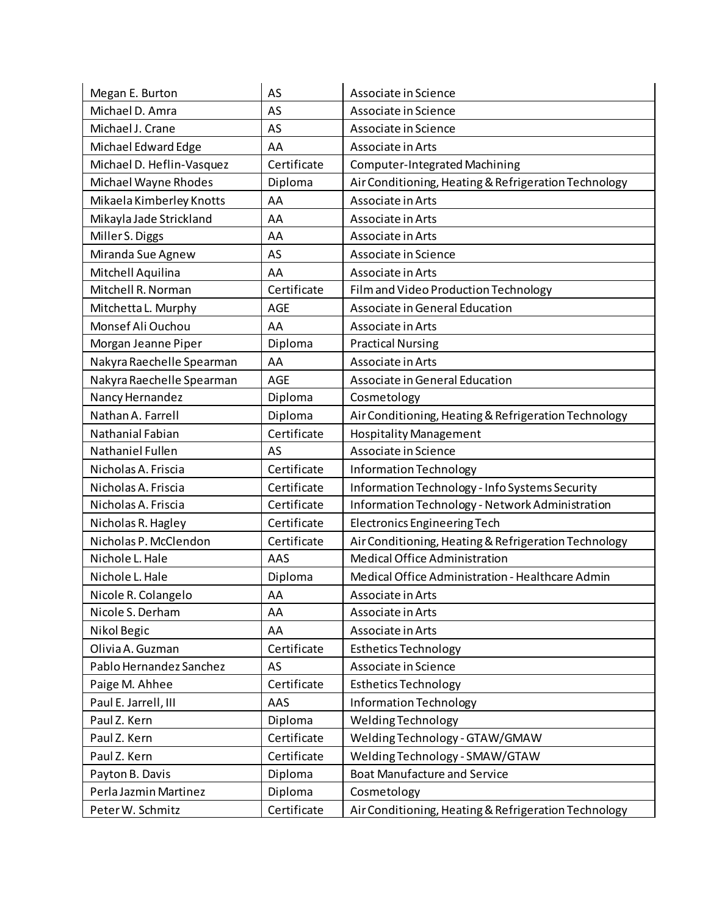| | | |
|---|---|---|
| Megan E. Burton | AS | Associate in Science |
| Michael D. Amra | AS | Associate in Science |
| Michael J. Crane | AS | Associate in Science |
| Michael Edward Edge | AA | Associate in Arts |
| Michael D. Heflin-Vasquez | Certificate | Computer-Integrated Machining |
| Michael Wayne Rhodes | Diploma | Air Conditioning, Heating & Refrigeration Technology |
| Mikaela Kimberley Knotts | AA | Associate in Arts |
| Mikayla Jade Strickland | AA | Associate in Arts |
| Miller S. Diggs | AA | Associate in Arts |
| Miranda Sue Agnew | AS | Associate in Science |
| Mitchell Aquilina | AA | Associate in Arts |
| Mitchell R. Norman | Certificate | Film and Video Production Technology |
| Mitchetta L. Murphy | AGE | Associate in General Education |
| Monsef Ali Ouchou | AA | Associate in Arts |
| Morgan Jeanne Piper | Diploma | Practical Nursing |
| Nakyra Raechelle Spearman | AA | Associate in Arts |
| Nakyra Raechelle Spearman | AGE | Associate in General Education |
| Nancy Hernandez | Diploma | Cosmetology |
| Nathan A. Farrell | Diploma | Air Conditioning, Heating & Refrigeration Technology |
| Nathanial Fabian | Certificate | Hospitality Management |
| Nathaniel Fullen | AS | Associate in Science |
| Nicholas A. Friscia | Certificate | Information Technology |
| Nicholas A. Friscia | Certificate | Information Technology - Info Systems Security |
| Nicholas A. Friscia | Certificate | Information Technology - Network Administration |
| Nicholas R. Hagley | Certificate | Electronics Engineering Tech |
| Nicholas P. McClendon | Certificate | Air Conditioning, Heating & Refrigeration Technology |
| Nichole L. Hale | AAS | Medical Office Administration |
| Nichole L. Hale | Diploma | Medical Office Administration - Healthcare Admin |
| Nicole R. Colangelo | AA | Associate in Arts |
| Nicole S. Derham | AA | Associate in Arts |
| Nikol Begic | AA | Associate in Arts |
| Olivia A. Guzman | Certificate | Esthetics Technology |
| Pablo Hernandez Sanchez | AS | Associate in Science |
| Paige M. Ahhee | Certificate | Esthetics Technology |
| Paul E. Jarrell, III | AAS | Information Technology |
| Paul Z. Kern | Diploma | Welding Technology |
| Paul Z. Kern | Certificate | Welding Technology - GTAW/GMAW |
| Paul Z. Kern | Certificate | Welding Technology - SMAW/GTAW |
| Payton B. Davis | Diploma | Boat Manufacture and Service |
| Perla Jazmin Martinez | Diploma | Cosmetology |
| Peter W. Schmitz | Certificate | Air Conditioning, Heating & Refrigeration Technology |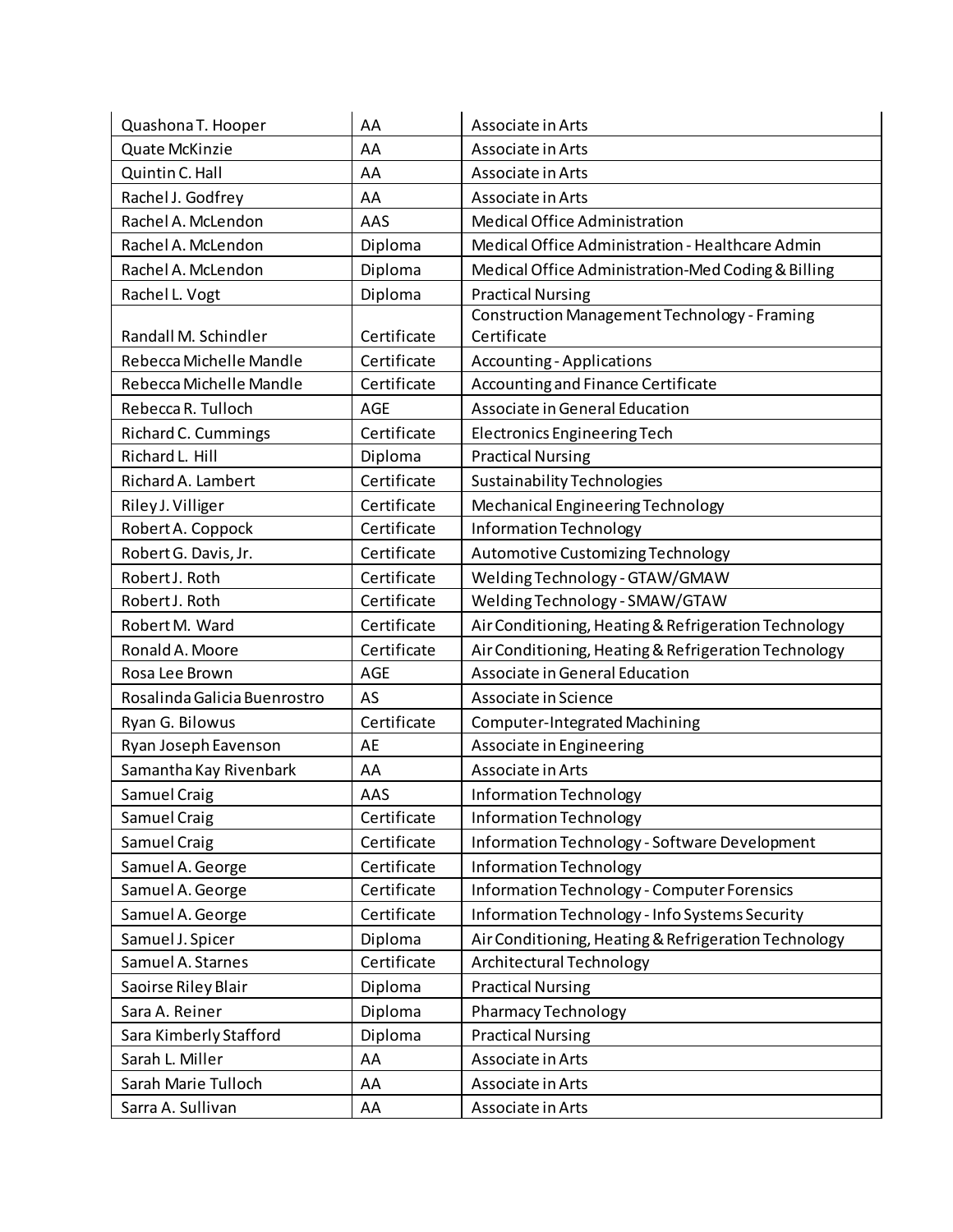| | | |
|---|---|---|
| Quashona T. Hooper | AA | Associate in Arts |
| Quate McKinzie | AA | Associate in Arts |
| Quintin C. Hall | AA | Associate in Arts |
| Rachel J. Godfrey | AA | Associate in Arts |
| Rachel A. McLendon | AAS | Medical Office Administration |
| Rachel A. McLendon | Diploma | Medical Office Administration - Healthcare Admin |
| Rachel A. McLendon | Diploma | Medical Office Administration-Med Coding & Billing |
| Rachel L. Vogt | Diploma | Practical Nursing |
| Randall M. Schindler | Certificate | Construction Management Technology - Framing Certificate |
| Rebecca Michelle Mandle | Certificate | Accounting - Applications |
| Rebecca Michelle Mandle | Certificate | Accounting and Finance Certificate |
| Rebecca R. Tulloch | AGE | Associate in General Education |
| Richard C. Cummings | Certificate | Electronics Engineering Tech |
| Richard L. Hill | Diploma | Practical Nursing |
| Richard A. Lambert | Certificate | Sustainability Technologies |
| Riley J. Villiger | Certificate | Mechanical Engineering Technology |
| Robert A. Coppock | Certificate | Information Technology |
| Robert G. Davis, Jr. | Certificate | Automotive Customizing Technology |
| Robert J. Roth | Certificate | Welding Technology - GTAW/GMAW |
| Robert J. Roth | Certificate | Welding Technology - SMAW/GTAW |
| Robert M. Ward | Certificate | Air Conditioning, Heating & Refrigeration Technology |
| Ronald A. Moore | Certificate | Air Conditioning, Heating & Refrigeration Technology |
| Rosa Lee Brown | AGE | Associate in General Education |
| Rosalinda Galicia Buenrostro | AS | Associate in Science |
| Ryan G. Bilowus | Certificate | Computer-Integrated Machining |
| Ryan Joseph Eavenson | AE | Associate in Engineering |
| Samantha Kay Rivenbark | AA | Associate in Arts |
| Samuel Craig | AAS | Information Technology |
| Samuel Craig | Certificate | Information Technology |
| Samuel Craig | Certificate | Information Technology - Software Development |
| Samuel A. George | Certificate | Information Technology |
| Samuel A. George | Certificate | Information Technology - Computer Forensics |
| Samuel A. George | Certificate | Information Technology - Info Systems Security |
| Samuel J. Spicer | Diploma | Air Conditioning, Heating & Refrigeration Technology |
| Samuel A. Starnes | Certificate | Architectural Technology |
| Saoirse Riley Blair | Diploma | Practical Nursing |
| Sara A. Reiner | Diploma | Pharmacy Technology |
| Sara Kimberly Stafford | Diploma | Practical Nursing |
| Sarah L. Miller | AA | Associate in Arts |
| Sarah Marie Tulloch | AA | Associate in Arts |
| Sarra A. Sullivan | AA | Associate in Arts |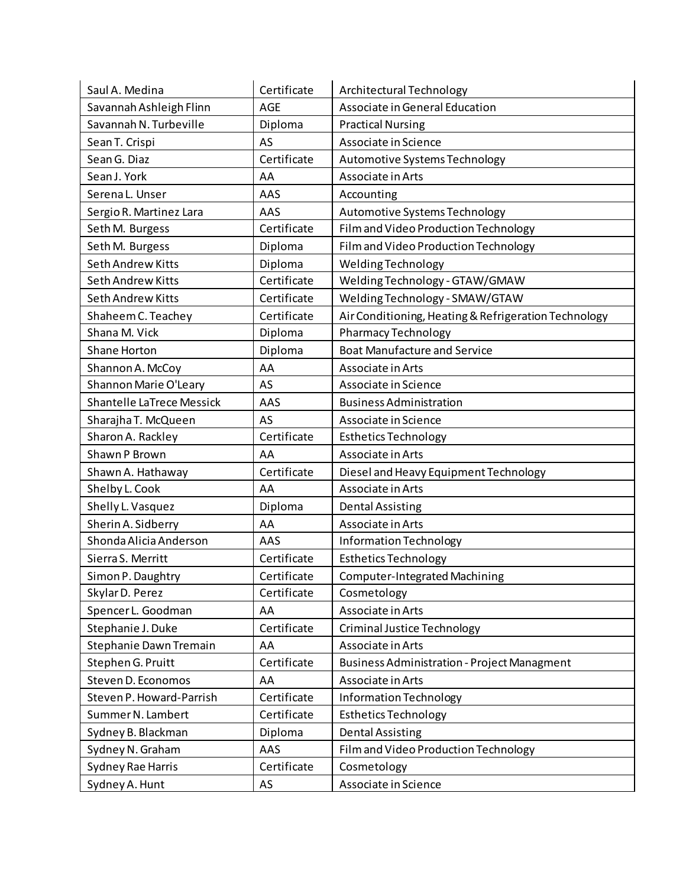| | | |
|---|---|---|
| Saul A. Medina | Certificate | Architectural Technology |
| Savannah Ashleigh Flinn | AGE | Associate in General Education |
| Savannah N. Turbeville | Diploma | Practical Nursing |
| Sean T. Crispi | AS | Associate in Science |
| Sean G. Diaz | Certificate | Automotive Systems Technology |
| Sean J. York | AA | Associate in Arts |
| Serena L. Unser | AAS | Accounting |
| Sergio R. Martinez Lara | AAS | Automotive Systems Technology |
| Seth M. Burgess | Certificate | Film and Video Production Technology |
| Seth M. Burgess | Diploma | Film and Video Production Technology |
| Seth Andrew Kitts | Diploma | Welding Technology |
| Seth Andrew Kitts | Certificate | Welding Technology - GTAW/GMAW |
| Seth Andrew Kitts | Certificate | Welding Technology - SMAW/GTAW |
| Shaheem C. Teachey | Certificate | Air Conditioning, Heating & Refrigeration Technology |
| Shana M. Vick | Diploma | Pharmacy Technology |
| Shane Horton | Diploma | Boat Manufacture and Service |
| Shannon A. McCoy | AA | Associate in Arts |
| Shannon Marie O'Leary | AS | Associate in Science |
| Shantelle LaTrece Messick | AAS | Business Administration |
| Sharajha T. McQueen | AS | Associate in Science |
| Sharon A. Rackley | Certificate | Esthetics Technology |
| Shawn P Brown | AA | Associate in Arts |
| Shawn A. Hathaway | Certificate | Diesel and Heavy Equipment Technology |
| Shelby L. Cook | AA | Associate in Arts |
| Shelly L. Vasquez | Diploma | Dental Assisting |
| Sherin A. Sidberry | AA | Associate in Arts |
| Shonda Alicia Anderson | AAS | Information Technology |
| Sierra S. Merritt | Certificate | Esthetics Technology |
| Simon P. Daughtry | Certificate | Computer-Integrated Machining |
| Skylar D. Perez | Certificate | Cosmetology |
| Spencer L. Goodman | AA | Associate in Arts |
| Stephanie J. Duke | Certificate | Criminal Justice Technology |
| Stephanie Dawn Tremain | AA | Associate in Arts |
| Stephen G. Pruitt | Certificate | Business Administration - Project Managment |
| Steven D. Economos | AA | Associate in Arts |
| Steven P. Howard-Parrish | Certificate | Information Technology |
| Summer N. Lambert | Certificate | Esthetics Technology |
| Sydney B. Blackman | Diploma | Dental Assisting |
| Sydney N. Graham | AAS | Film and Video Production Technology |
| Sydney Rae Harris | Certificate | Cosmetology |
| Sydney A. Hunt | AS | Associate in Science |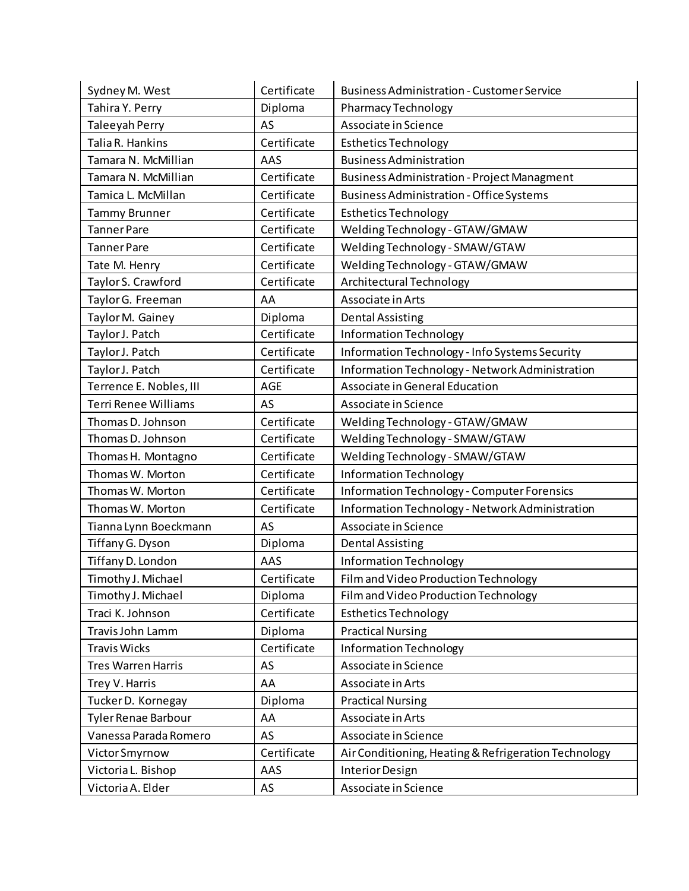| Sydney M. West | Certificate | Business Administration - Customer Service |
|---|---|---|
| Tahira Y. Perry | Diploma | Pharmacy Technology |
| Taleeyah Perry | AS | Associate in Science |
| Talia R. Hankins | Certificate | Esthetics Technology |
| Tamara N. McMillian | AAS | Business Administration |
| Tamara N. McMillian | Certificate | Business Administration - Project Managment |
| Tamica L. McMillan | Certificate | Business Administration - Office Systems |
| Tammy Brunner | Certificate | Esthetics Technology |
| Tanner Pare | Certificate | Welding Technology - GTAW/GMAW |
| Tanner Pare | Certificate | Welding Technology - SMAW/GTAW |
| Tate M. Henry | Certificate | Welding Technology - GTAW/GMAW |
| Taylor S. Crawford | Certificate | Architectural Technology |
| Taylor G. Freeman | AA | Associate in Arts |
| Taylor M. Gainey | Diploma | Dental Assisting |
| Taylor J. Patch | Certificate | Information Technology |
| Taylor J. Patch | Certificate | Information Technology - Info Systems Security |
| Taylor J. Patch | Certificate | Information Technology - Network Administration |
| Terrence E. Nobles, III | AGE | Associate in General Education |
| Terri Renee Williams | AS | Associate in Science |
| Thomas D. Johnson | Certificate | Welding Technology - GTAW/GMAW |
| Thomas D. Johnson | Certificate | Welding Technology - SMAW/GTAW |
| Thomas H. Montagno | Certificate | Welding Technology - SMAW/GTAW |
| Thomas W. Morton | Certificate | Information Technology |
| Thomas W. Morton | Certificate | Information Technology - Computer Forensics |
| Thomas W. Morton | Certificate | Information Technology - Network Administration |
| Tianna Lynn Boeckmann | AS | Associate in Science |
| Tiffany G. Dyson | Diploma | Dental Assisting |
| Tiffany D. London | AAS | Information Technology |
| Timothy J. Michael | Certificate | Film and Video Production Technology |
| Timothy J. Michael | Diploma | Film and Video Production Technology |
| Traci K. Johnson | Certificate | Esthetics Technology |
| Travis John Lamm | Diploma | Practical Nursing |
| Travis Wicks | Certificate | Information Technology |
| Tres Warren Harris | AS | Associate in Science |
| Trey V. Harris | AA | Associate in Arts |
| Tucker D. Kornegay | Diploma | Practical Nursing |
| Tyler Renae Barbour | AA | Associate in Arts |
| Vanessa Parada Romero | AS | Associate in Science |
| Victor Smyrnow | Certificate | Air Conditioning, Heating & Refrigeration Technology |
| Victoria L. Bishop | AAS | Interior Design |
| Victoria A. Elder | AS | Associate in Science |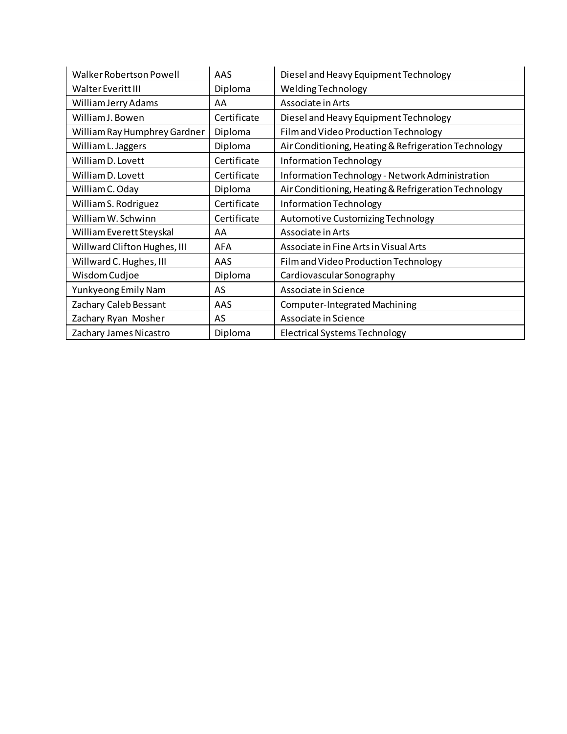| | | |
|---|---|---|
| Walker Robertson Powell | AAS | Diesel and Heavy Equipment Technology |
| Walter Everitt III | Diploma | Welding Technology |
| William Jerry Adams | AA | Associate in Arts |
| William J. Bowen | Certificate | Diesel and Heavy Equipment Technology |
| William Ray Humphrey Gardner | Diploma | Film and Video Production Technology |
| William L. Jaggers | Diploma | Air Conditioning, Heating & Refrigeration Technology |
| William D. Lovett | Certificate | Information Technology |
| William D. Lovett | Certificate | Information Technology - Network Administration |
| William C. Oday | Diploma | Air Conditioning, Heating & Refrigeration Technology |
| William S. Rodriguez | Certificate | Information Technology |
| William W. Schwinn | Certificate | Automotive Customizing Technology |
| William Everett Steyskal | AA | Associate in Arts |
| Willward Clifton Hughes, III | AFA | Associate in Fine Arts in Visual Arts |
| Willward C. Hughes, III | AAS | Film and Video Production Technology |
| Wisdom Cudjoe | Diploma | Cardiovascular Sonography |
| Yunkyeong Emily Nam | AS | Associate in Science |
| Zachary Caleb Bessant | AAS | Computer-Integrated Machining |
| Zachary Ryan Mosher | AS | Associate in Science |
| Zachary James Nicastro | Diploma | Electrical Systems Technology |